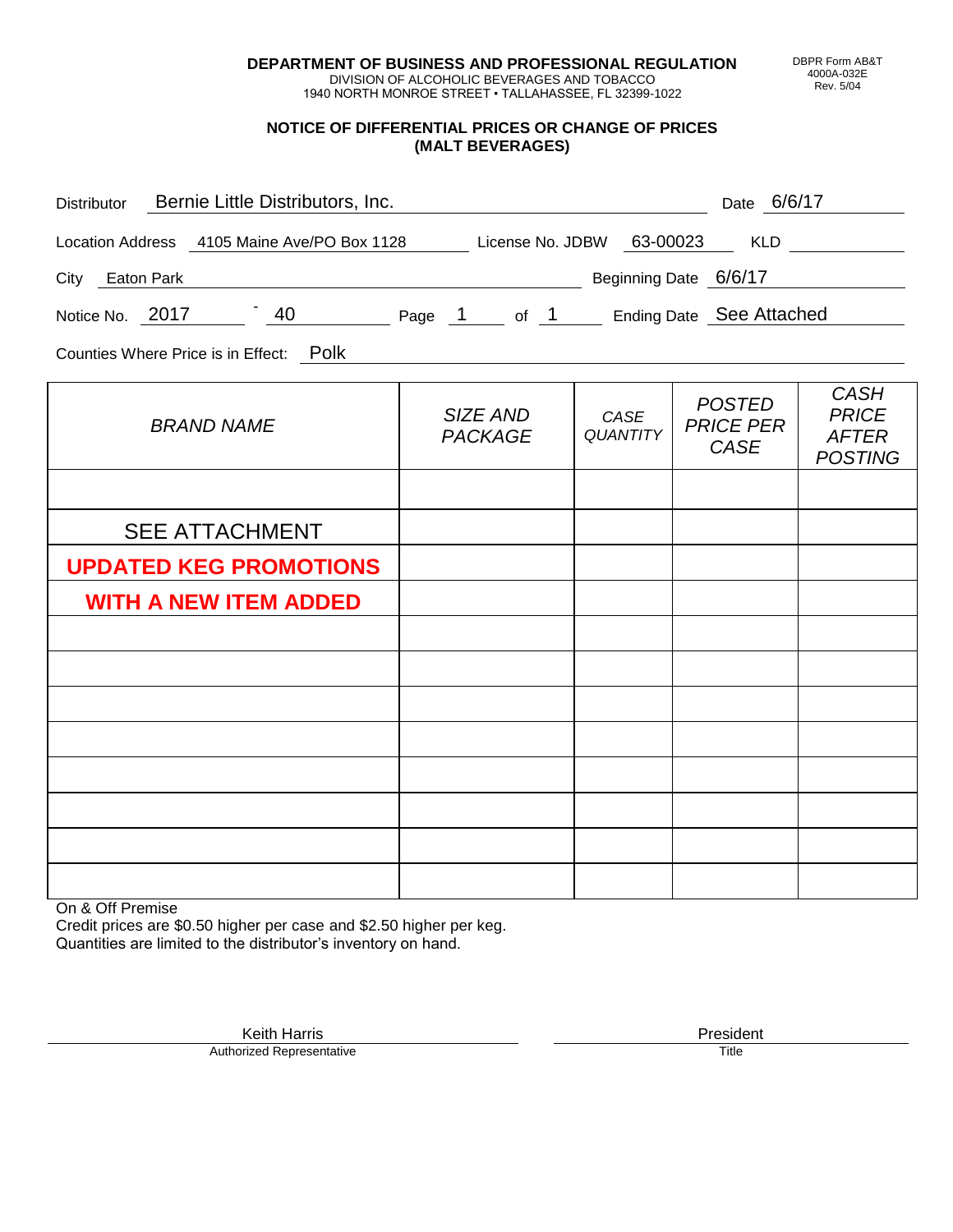**DEPARTMENT OF BUSINESS AND PROFESSIONAL REGULATION**
DIVISION OF ALCOHOLIC BEVERAGES AND TOBACCO
1940 NORTH MONROE STREET • TALLAHASSEE, FL 32399-1022

DBPR Form AB&T
4000A-032E
Rev. 5/04

## NOTICE OF DIFFERENTIAL PRICES OR CHANGE OF PRICES (MALT BEVERAGES)

Distributor: Bernie Little Distributors, Inc. Date: 6/6/17

Location Address: 4105 Maine Ave/PO Box 1128 License No. JDBW 63-00023 KLD

City: Eaton Park Beginning Date: 6/6/17

Notice No. 2017 - 40 Page 1 of 1 Ending Date: See Attached

Counties Where Price is in Effect: Polk

| *BRAND NAME* | *SIZE AND PACKAGE* | *CASE QUANTITY* | *POSTED PRICE PER CASE* | *CASH PRICE AFTER POSTING* |
|---|---|---|---|---|
| | | | | |
| SEE ATTACHMENT | | | | |
| **UPDATED KEG PROMOTIONS** | | | | |
| **WITH A NEW ITEM ADDED** | | | | |
| | | | | |
| | | | | |
| | | | | |
| | | | | |
| | | | | |
| | | | | |
| | | | | |
| | | | | |

On & Off Premise
Credit prices are $0.50 higher per case and $2.50 higher per keg.
Quantities are limited to the distributor's inventory on hand.

Keith Harris
Authorized Representative

President
Title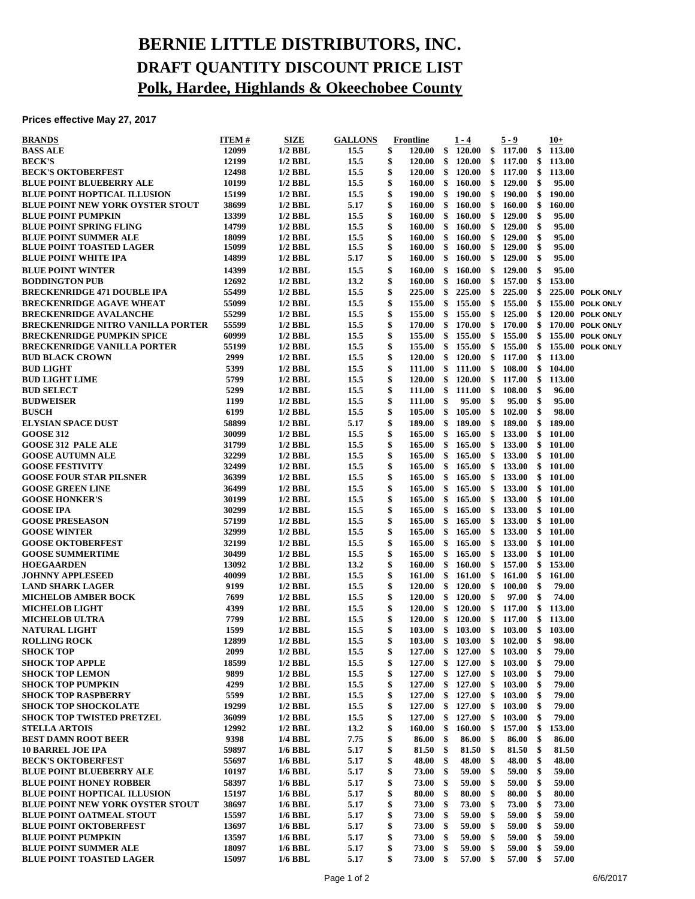# BERNIE LITTLE DISTRIBUTORS, INC.

## DRAFT QUANTITY DISCOUNT PRICE LIST

## Polk, Hardee, Highlands & Okeechobee County

**Prices effective May 27, 2017**

| BRANDS | ITEM # | SIZE | GALLONS | Frontline | 1 - 4 | 5 - 9 | 10+ | |
|---|---|---|---|---|---|---|---|---|
| BASS ALE | 12099 | 1/2 BBL | 15.5 | $ 120.00 | $ 120.00 | $ 117.00 | $ 113.00 | |
| BECK'S | 12199 | 1/2 BBL | 15.5 | $ 120.00 | $ 120.00 | $ 117.00 | $ 113.00 | |
| BECK'S OKTOBERFEST | 12498 | 1/2 BBL | 15.5 | $ 120.00 | $ 120.00 | $ 117.00 | $ 113.00 | |
| BLUE POINT BLUEBERRY ALE | 10199 | 1/2 BBL | 15.5 | $ 160.00 | $ 160.00 | $ 129.00 | $ 95.00 | |
| BLUE POINT HOPTICAL ILLUSION | 15199 | 1/2 BBL | 15.5 | $ 190.00 | $ 190.00 | $ 190.00 | $ 190.00 | |
| BLUE POINT NEW YORK OYSTER STOUT | 38699 | 1/2 BBL | 5.17 | $ 160.00 | $ 160.00 | $ 160.00 | $ 160.00 | |
| BLUE POINT PUMPKIN | 13399 | 1/2 BBL | 15.5 | $ 160.00 | $ 160.00 | $ 129.00 | $ 95.00 | |
| BLUE POINT SPRING FLING | 14799 | 1/2 BBL | 15.5 | $ 160.00 | $ 160.00 | $ 129.00 | $ 95.00 | |
| BLUE POINT SUMMER ALE | 18099 | 1/2 BBL | 15.5 | $ 160.00 | $ 160.00 | $ 129.00 | $ 95.00 | |
| BLUE POINT TOASTED LAGER | 15099 | 1/2 BBL | 15.5 | $ 160.00 | $ 160.00 | $ 129.00 | $ 95.00 | |
| BLUE POINT WHITE IPA | 14899 | 1/2 BBL | 5.17 | $ 160.00 | $ 160.00 | $ 129.00 | $ 95.00 | |
| BLUE POINT WINTER | 14399 | 1/2 BBL | 15.5 | $ 160.00 | $ 160.00 | $ 129.00 | $ 95.00 | |
| BODDINGTON PUB | 12692 | 1/2 BBL | 13.2 | $ 160.00 | $ 160.00 | $ 157.00 | $ 153.00 | |
| BRECKENRIDGE 471 DOUBLE IPA | 55499 | 1/2 BBL | 15.5 | $ 225.00 | $ 225.00 | $ 225.00 | $ 225.00 | POLK ONLY |
| BRECKENRIDGE AGAVE WHEAT | 55099 | 1/2 BBL | 15.5 | $ 155.00 | $ 155.00 | $ 155.00 | $ 155.00 | POLK ONLY |
| BRECKENRIDGE AVALANCHE | 55299 | 1/2 BBL | 15.5 | $ 155.00 | $ 155.00 | $ 125.00 | $ 120.00 | POLK ONLY |
| BRECKENRIDGE NITRO VANILLA PORTER | 55599 | 1/2 BBL | 15.5 | $ 170.00 | $ 170.00 | $ 170.00 | $ 170.00 | POLK ONLY |
| BRECKENRIDGE PUMPKIN SPICE | 60999 | 1/2 BBL | 15.5 | $ 155.00 | $ 155.00 | $ 155.00 | $ 155.00 | POLK ONLY |
| BRECKENRIDGE VANILLA PORTER | 55199 | 1/2 BBL | 15.5 | $ 155.00 | $ 155.00 | $ 155.00 | $ 155.00 | POLK ONLY |
| BUD BLACK CROWN | 2999 | 1/2 BBL | 15.5 | $ 120.00 | $ 120.00 | $ 117.00 | $ 113.00 | |
| BUD LIGHT | 5399 | 1/2 BBL | 15.5 | $ 111.00 | $ 111.00 | $ 108.00 | $ 104.00 | |
| BUD LIGHT LIME | 5799 | 1/2 BBL | 15.5 | $ 120.00 | $ 120.00 | $ 117.00 | $ 113.00 | |
| BUD SELECT | 5299 | 1/2 BBL | 15.5 | $ 111.00 | $ 111.00 | $ 108.00 | $ 96.00 | |
| BUDWEISER | 1199 | 1/2 BBL | 15.5 | $ 111.00 | $ 95.00 | $ 95.00 | $ 95.00 | |
| BUSCH | 6199 | 1/2 BBL | 15.5 | $ 105.00 | $ 105.00 | $ 102.00 | $ 98.00 | |
| ELYSIAN SPACE DUST | 58899 | 1/2 BBL | 5.17 | $ 189.00 | $ 189.00 | $ 189.00 | $ 189.00 | |
| GOOSE 312 | 30099 | 1/2 BBL | 15.5 | $ 165.00 | $ 165.00 | $ 133.00 | $ 101.00 | |
| GOOSE 312 PALE ALE | 31799 | 1/2 BBL | 15.5 | $ 165.00 | $ 165.00 | $ 133.00 | $ 101.00 | |
| GOOSE AUTUMN ALE | 32299 | 1/2 BBL | 15.5 | $ 165.00 | $ 165.00 | $ 133.00 | $ 101.00 | |
| GOOSE FESTIVITY | 32499 | 1/2 BBL | 15.5 | $ 165.00 | $ 165.00 | $ 133.00 | $ 101.00 | |
| GOOSE FOUR STAR PILSNER | 36399 | 1/2 BBL | 15.5 | $ 165.00 | $ 165.00 | $ 133.00 | $ 101.00 | |
| GOOSE GREEN LINE | 36499 | 1/2 BBL | 15.5 | $ 165.00 | $ 165.00 | $ 133.00 | $ 101.00 | |
| GOOSE HONKER'S | 30199 | 1/2 BBL | 15.5 | $ 165.00 | $ 165.00 | $ 133.00 | $ 101.00 | |
| GOOSE IPA | 30299 | 1/2 BBL | 15.5 | $ 165.00 | $ 165.00 | $ 133.00 | $ 101.00 | |
| GOOSE PRESEASON | 57199 | 1/2 BBL | 15.5 | $ 165.00 | $ 165.00 | $ 133.00 | $ 101.00 | |
| GOOSE WINTER | 32999 | 1/2 BBL | 15.5 | $ 165.00 | $ 165.00 | $ 133.00 | $ 101.00 | |
| GOOSE OKTOBERFEST | 32199 | 1/2 BBL | 15.5 | $ 165.00 | $ 165.00 | $ 133.00 | $ 101.00 | |
| GOOSE SUMMERTIME | 30499 | 1/2 BBL | 15.5 | $ 165.00 | $ 165.00 | $ 133.00 | $ 101.00 | |
| HOEGAARDEN | 13092 | 1/2 BBL | 13.2 | $ 160.00 | $ 160.00 | $ 157.00 | $ 153.00 | |
| JOHNNY APPLESEED | 40099 | 1/2 BBL | 15.5 | $ 161.00 | $ 161.00 | $ 161.00 | $ 161.00 | |
| LAND SHARK LAGER | 9199 | 1/2 BBL | 15.5 | $ 120.00 | $ 120.00 | $ 100.00 | $ 79.00 | |
| MICHELOB AMBER BOCK | 7699 | 1/2 BBL | 15.5 | $ 120.00 | $ 120.00 | $ 97.00 | $ 74.00 | |
| MICHELOB LIGHT | 4399 | 1/2 BBL | 15.5 | $ 120.00 | $ 120.00 | $ 117.00 | $ 113.00 | |
| MICHELOB ULTRA | 7799 | 1/2 BBL | 15.5 | $ 120.00 | $ 120.00 | $ 117.00 | $ 113.00 | |
| NATURAL LIGHT | 1599 | 1/2 BBL | 15.5 | $ 103.00 | $ 103.00 | $ 103.00 | $ 103.00 | |
| ROLLING ROCK | 12899 | 1/2 BBL | 15.5 | $ 103.00 | $ 103.00 | $ 102.00 | $ 98.00 | |
| SHOCK TOP | 2099 | 1/2 BBL | 15.5 | $ 127.00 | $ 127.00 | $ 103.00 | $ 79.00 | |
| SHOCK TOP APPLE | 18599 | 1/2 BBL | 15.5 | $ 127.00 | $ 127.00 | $ 103.00 | $ 79.00 | |
| SHOCK TOP LEMON | 9899 | 1/2 BBL | 15.5 | $ 127.00 | $ 127.00 | $ 103.00 | $ 79.00 | |
| SHOCK TOP PUMPKIN | 4299 | 1/2 BBL | 15.5 | $ 127.00 | $ 127.00 | $ 103.00 | $ 79.00 | |
| SHOCK TOP RASPBERRY | 5599 | 1/2 BBL | 15.5 | $ 127.00 | $ 127.00 | $ 103.00 | $ 79.00 | |
| SHOCK TOP SHOCKOLATE | 19299 | 1/2 BBL | 15.5 | $ 127.00 | $ 127.00 | $ 103.00 | $ 79.00 | |
| SHOCK TOP TWISTED PRETZEL | 36099 | 1/2 BBL | 15.5 | $ 127.00 | $ 127.00 | $ 103.00 | $ 79.00 | |
| STELLA ARTOIS | 12992 | 1/2 BBL | 13.2 | $ 160.00 | $ 160.00 | $ 157.00 | $ 153.00 | |
| BEST DAMN ROOT BEER | 9398 | 1/4 BBL | 7.75 | $ 86.00 | $ 86.00 | $ 86.00 | $ 86.00 | |
| 10 BARREL JOE IPA | 59897 | 1/6 BBL | 5.17 | $ 81.50 | $ 81.50 | $ 81.50 | $ 81.50 | |
| BECK'S OKTOBERFEST | 55697 | 1/6 BBL | 5.17 | $ 48.00 | $ 48.00 | $ 48.00 | $ 48.00 | |
| BLUE POINT BLUEBERRY ALE | 10197 | 1/6 BBL | 5.17 | $ 73.00 | $ 59.00 | $ 59.00 | $ 59.00 | |
| BLUE POINT HONEY ROBBER | 58397 | 1/6 BBL | 5.17 | $ 73.00 | $ 59.00 | $ 59.00 | $ 59.00 | |
| BLUE POINT HOPTICAL ILLUSION | 15197 | 1/6 BBL | 5.17 | $ 80.00 | $ 80.00 | $ 80.00 | $ 80.00 | |
| BLUE POINT NEW YORK OYSTER STOUT | 38697 | 1/6 BBL | 5.17 | $ 73.00 | $ 73.00 | $ 73.00 | $ 73.00 | |
| BLUE POINT OATMEAL STOUT | 15597 | 1/6 BBL | 5.17 | $ 73.00 | $ 59.00 | $ 59.00 | $ 59.00 | |
| BLUE POINT OKTOBERFEST | 13697 | 1/6 BBL | 5.17 | $ 73.00 | $ 59.00 | $ 59.00 | $ 59.00 | |
| BLUE POINT PUMPKIN | 13597 | 1/6 BBL | 5.17 | $ 73.00 | $ 59.00 | $ 59.00 | $ 59.00 | |
| BLUE POINT SUMMER ALE | 18097 | 1/6 BBL | 5.17 | $ 73.00 | $ 59.00 | $ 59.00 | $ 59.00 | |
| BLUE POINT TOASTED LAGER | 15097 | 1/6 BBL | 5.17 | $ 73.00 | $ 57.00 | $ 57.00 | $ 57.00 | |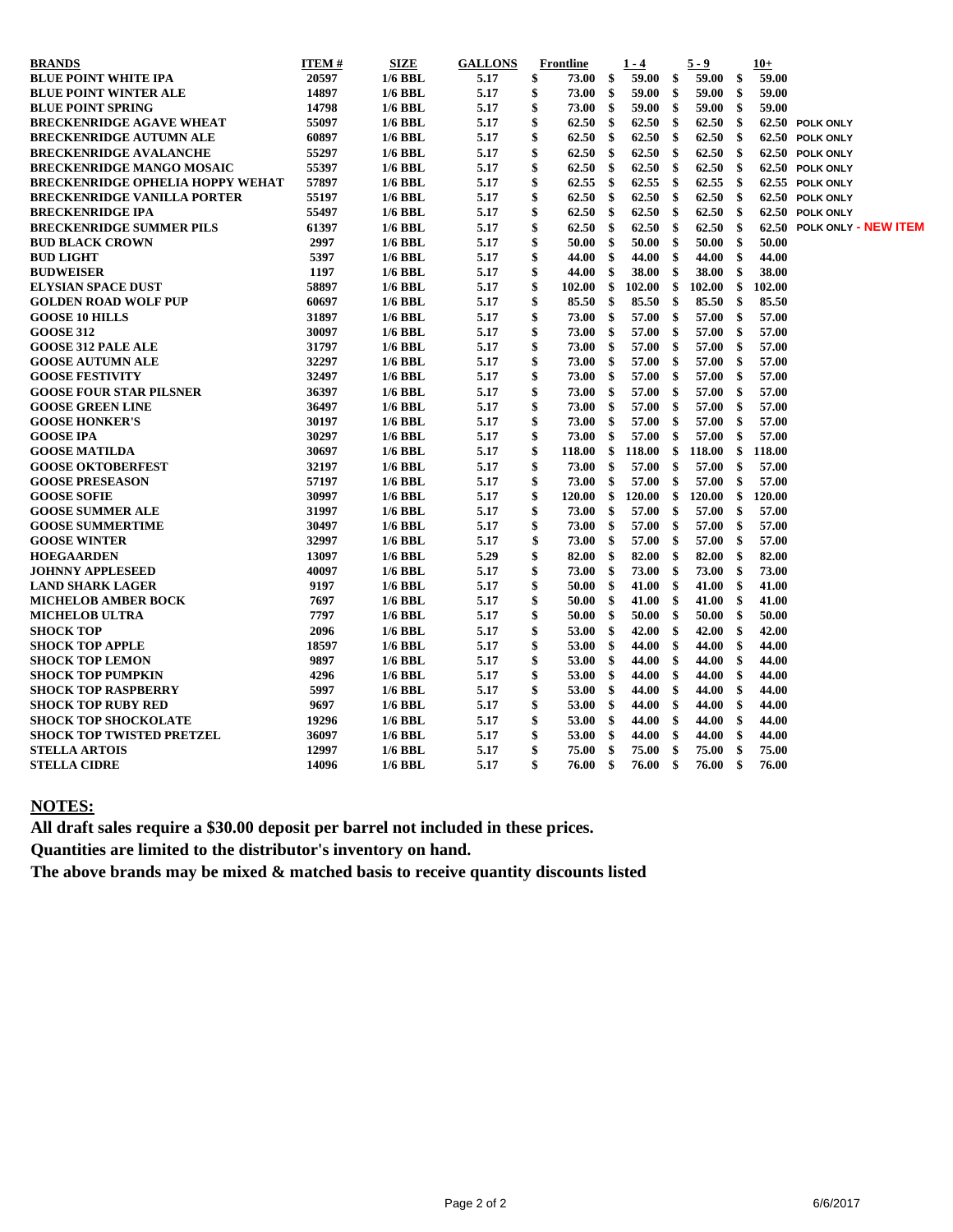| BRANDS | ITEM # | SIZE | GALLONS | Frontline | 1 - 4 | 5 - 9 | 10+ | |
|---|---|---|---|---|---|---|---|---|
| BLUE POINT WHITE IPA | 20597 | 1/6 BBL | 5.17 | $ 73.00 | $ 59.00 | $ 59.00 | $ 59.00 | |
| BLUE POINT WINTER ALE | 14897 | 1/6 BBL | 5.17 | $ 73.00 | $ 59.00 | $ 59.00 | $ 59.00 | |
| BLUE POINT SPRING | 14798 | 1/6 BBL | 5.17 | $ 73.00 | $ 59.00 | $ 59.00 | $ 59.00 | |
| BRECKENRIDGE AGAVE WHEAT | 55097 | 1/6 BBL | 5.17 | $ 62.50 | $ 62.50 | $ 62.50 | $ 62.50 | POLK ONLY |
| BRECKENRIDGE AUTUMN ALE | 60897 | 1/6 BBL | 5.17 | $ 62.50 | $ 62.50 | $ 62.50 | $ 62.50 | POLK ONLY |
| BRECKENRIDGE AVALANCHE | 55297 | 1/6 BBL | 5.17 | $ 62.50 | $ 62.50 | $ 62.50 | $ 62.50 | POLK ONLY |
| BRECKENRIDGE MANGO MOSAIC | 55397 | 1/6 BBL | 5.17 | $ 62.50 | $ 62.50 | $ 62.50 | $ 62.50 | POLK ONLY |
| BRECKENRIDGE OPHELIA HOPPY WEHAT | 57897 | 1/6 BBL | 5.17 | $ 62.55 | $ 62.55 | $ 62.55 | $ 62.55 | POLK ONLY |
| BRECKENRIDGE VANILLA PORTER | 55197 | 1/6 BBL | 5.17 | $ 62.50 | $ 62.50 | $ 62.50 | $ 62.50 | POLK ONLY |
| BRECKENRIDGE IPA | 55497 | 1/6 BBL | 5.17 | $ 62.50 | $ 62.50 | $ 62.50 | $ 62.50 | POLK ONLY |
| BRECKENRIDGE SUMMER PILS | 61397 | 1/6 BBL | 5.17 | $ 62.50 | $ 62.50 | $ 62.50 | $ 62.50 | POLK ONLY - NEW ITEM |
| BUD BLACK CROWN | 2997 | 1/6 BBL | 5.17 | $ 50.00 | $ 50.00 | $ 50.00 | $ 50.00 | |
| BUD LIGHT | 5397 | 1/6 BBL | 5.17 | $ 44.00 | $ 44.00 | $ 44.00 | $ 44.00 | |
| BUDWEISER | 1197 | 1/6 BBL | 5.17 | $ 44.00 | $ 38.00 | $ 38.00 | $ 38.00 | |
| ELYSIAN SPACE DUST | 58897 | 1/6 BBL | 5.17 | $ 102.00 | $ 102.00 | $ 102.00 | $ 102.00 | |
| GOLDEN ROAD WOLF PUP | 60697 | 1/6 BBL | 5.17 | $ 85.50 | $ 85.50 | $ 85.50 | $ 85.50 | |
| GOOSE 10 HILLS | 31897 | 1/6 BBL | 5.17 | $ 73.00 | $ 57.00 | $ 57.00 | $ 57.00 | |
| GOOSE 312 | 30097 | 1/6 BBL | 5.17 | $ 73.00 | $ 57.00 | $ 57.00 | $ 57.00 | |
| GOOSE 312 PALE ALE | 31797 | 1/6 BBL | 5.17 | $ 73.00 | $ 57.00 | $ 57.00 | $ 57.00 | |
| GOOSE AUTUMN ALE | 32297 | 1/6 BBL | 5.17 | $ 73.00 | $ 57.00 | $ 57.00 | $ 57.00 | |
| GOOSE FESTIVITY | 32497 | 1/6 BBL | 5.17 | $ 73.00 | $ 57.00 | $ 57.00 | $ 57.00 | |
| GOOSE FOUR STAR PILSNER | 36397 | 1/6 BBL | 5.17 | $ 73.00 | $ 57.00 | $ 57.00 | $ 57.00 | |
| GOOSE GREEN LINE | 36497 | 1/6 BBL | 5.17 | $ 73.00 | $ 57.00 | $ 57.00 | $ 57.00 | |
| GOOSE HONKER'S | 30197 | 1/6 BBL | 5.17 | $ 73.00 | $ 57.00 | $ 57.00 | $ 57.00 | |
| GOOSE IPA | 30297 | 1/6 BBL | 5.17 | $ 73.00 | $ 57.00 | $ 57.00 | $ 57.00 | |
| GOOSE MATILDA | 30697 | 1/6 BBL | 5.17 | $ 118.00 | $ 118.00 | $ 118.00 | $ 118.00 | |
| GOOSE OKTOBERFEST | 32197 | 1/6 BBL | 5.17 | $ 73.00 | $ 57.00 | $ 57.00 | $ 57.00 | |
| GOOSE PRESEASON | 57197 | 1/6 BBL | 5.17 | $ 73.00 | $ 57.00 | $ 57.00 | $ 57.00 | |
| GOOSE SOFIE | 30997 | 1/6 BBL | 5.17 | $ 120.00 | $ 120.00 | $ 120.00 | $ 120.00 | |
| GOOSE SUMMER ALE | 31997 | 1/6 BBL | 5.17 | $ 73.00 | $ 57.00 | $ 57.00 | $ 57.00 | |
| GOOSE SUMMERTIME | 30497 | 1/6 BBL | 5.17 | $ 73.00 | $ 57.00 | $ 57.00 | $ 57.00 | |
| GOOSE WINTER | 32997 | 1/6 BBL | 5.17 | $ 73.00 | $ 57.00 | $ 57.00 | $ 57.00 | |
| HOEGAARDEN | 13097 | 1/6 BBL | 5.29 | $ 82.00 | $ 82.00 | $ 82.00 | $ 82.00 | |
| JOHNNY APPLESEED | 40097 | 1/6 BBL | 5.17 | $ 73.00 | $ 73.00 | $ 73.00 | $ 73.00 | |
| LAND SHARK LAGER | 9197 | 1/6 BBL | 5.17 | $ 50.00 | $ 41.00 | $ 41.00 | $ 41.00 | |
| MICHELOB AMBER BOCK | 7697 | 1/6 BBL | 5.17 | $ 50.00 | $ 41.00 | $ 41.00 | $ 41.00 | |
| MICHELOB ULTRA | 7797 | 1/6 BBL | 5.17 | $ 50.00 | $ 50.00 | $ 50.00 | $ 50.00 | |
| SHOCK TOP | 2096 | 1/6 BBL | 5.17 | $ 53.00 | $ 42.00 | $ 42.00 | $ 42.00 | |
| SHOCK TOP APPLE | 18597 | 1/6 BBL | 5.17 | $ 53.00 | $ 44.00 | $ 44.00 | $ 44.00 | |
| SHOCK TOP LEMON | 9897 | 1/6 BBL | 5.17 | $ 53.00 | $ 44.00 | $ 44.00 | $ 44.00 | |
| SHOCK TOP PUMPKIN | 4296 | 1/6 BBL | 5.17 | $ 53.00 | $ 44.00 | $ 44.00 | $ 44.00 | |
| SHOCK TOP RASPBERRY | 5997 | 1/6 BBL | 5.17 | $ 53.00 | $ 44.00 | $ 44.00 | $ 44.00 | |
| SHOCK TOP RUBY RED | 9697 | 1/6 BBL | 5.17 | $ 53.00 | $ 44.00 | $ 44.00 | $ 44.00 | |
| SHOCK TOP SHOCKOLATE | 19296 | 1/6 BBL | 5.17 | $ 53.00 | $ 44.00 | $ 44.00 | $ 44.00 | |
| SHOCK TOP TWISTED PRETZEL | 36097 | 1/6 BBL | 5.17 | $ 53.00 | $ 44.00 | $ 44.00 | $ 44.00 | |
| STELLA ARTOIS | 12997 | 1/6 BBL | 5.17 | $ 75.00 | $ 75.00 | $ 75.00 | $ 75.00 | |
| STELLA CIDRE | 14096 | 1/6 BBL | 5.17 | $ 76.00 | $ 76.00 | $ 76.00 | $ 76.00 | |

**NOTES:**

**All draft sales require a $30.00 deposit per barrel not included in these prices.**

**Quantities are limited to the distributor's inventory on hand.**

**The above brands may be mixed & matched basis to receive quantity discounts listed**